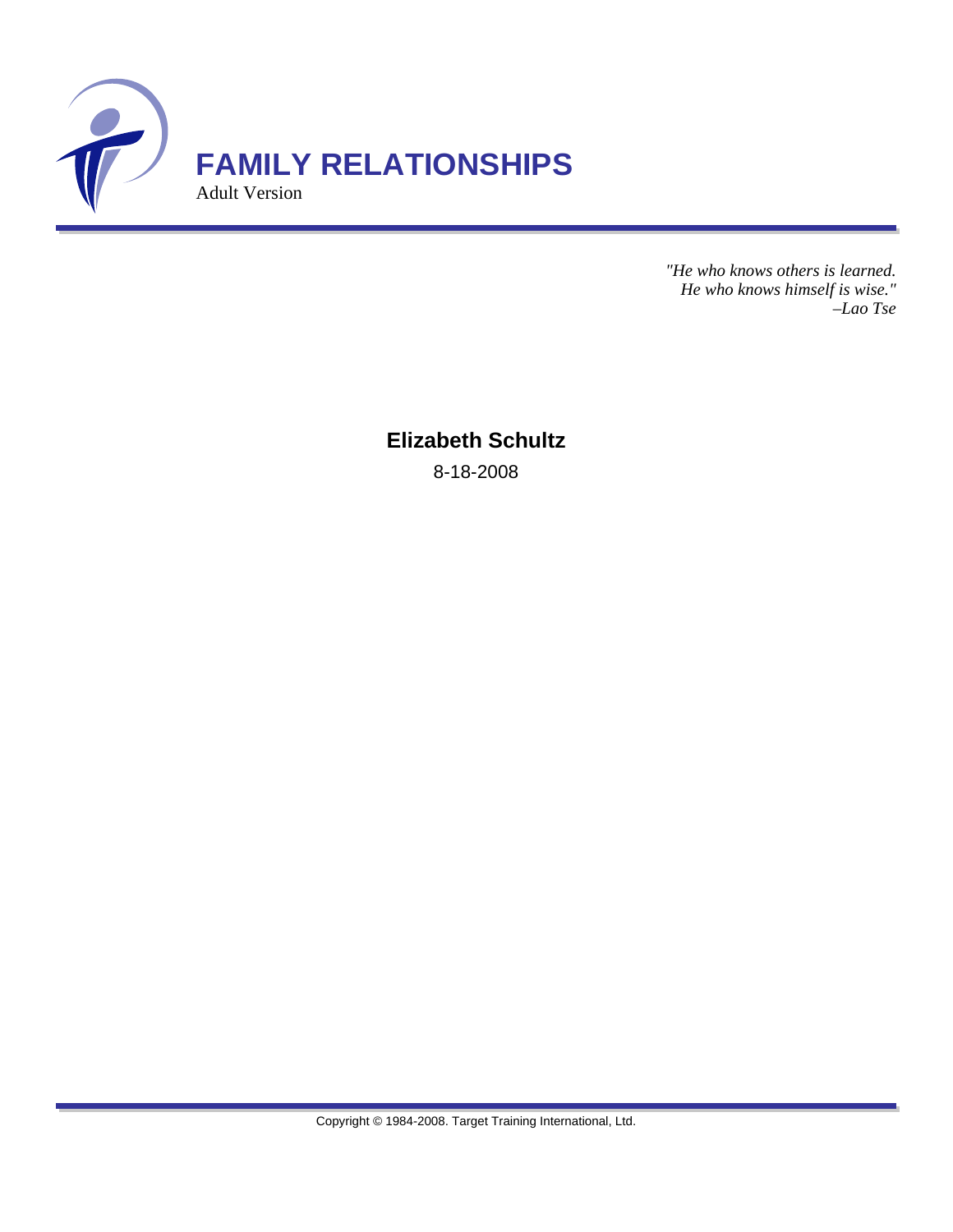# FAMILY RELATIONSHIPS

Adult Version

*"He who knows others is learned.*
*He who knows himself is wise."*
*–Lao Tse*

**Elizabeth Schultz**

8-18-2008

Copyright © 1984-2008. Target Training International, Ltd.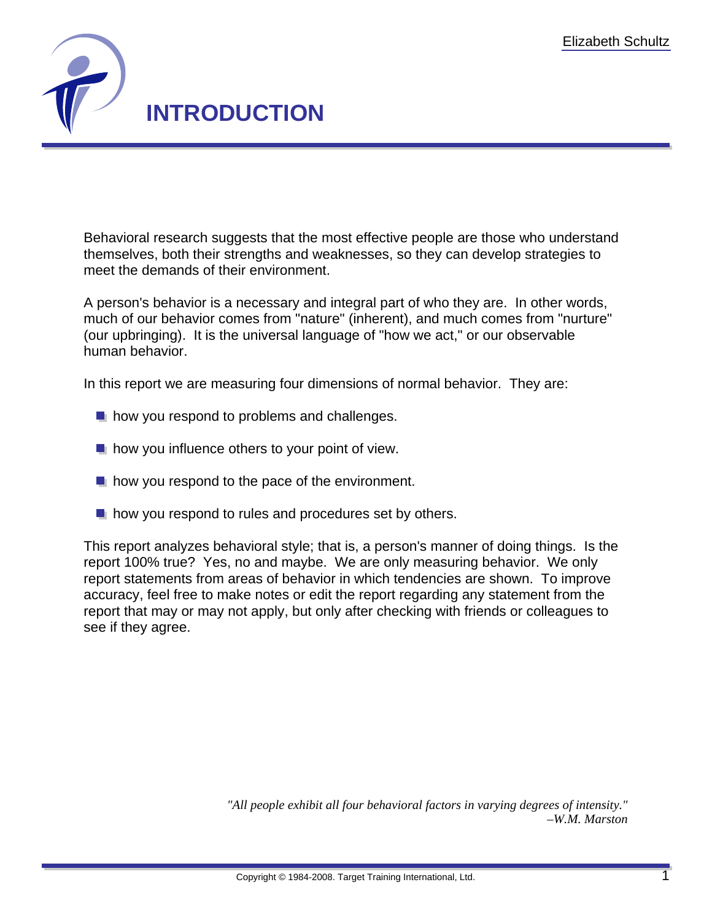# INTRODUCTION

Behavioral research suggests that the most effective people are those who understand themselves, both their strengths and weaknesses, so they can develop strategies to meet the demands of their environment.

A person's behavior is a necessary and integral part of who they are. In other words, much of our behavior comes from "nature" (inherent), and much comes from "nurture" (our upbringing). It is the universal language of "how we act," or our observable human behavior.

In this report we are measuring four dimensions of normal behavior. They are:

- how you respond to problems and challenges.
- how you influence others to your point of view.
- how you respond to the pace of the environment.
- how you respond to rules and procedures set by others.

This report analyzes behavioral style; that is, a person's manner of doing things. Is the report 100% true? Yes, no and maybe. We are only measuring behavior. We only report statements from areas of behavior in which tendencies are shown. To improve accuracy, feel free to make notes or edit the report regarding any statement from the report that may or may not apply, but only after checking with friends or colleagues to see if they agree.

*"All people exhibit all four behavioral factors in varying degrees of intensity."*
*–W.M. Marston*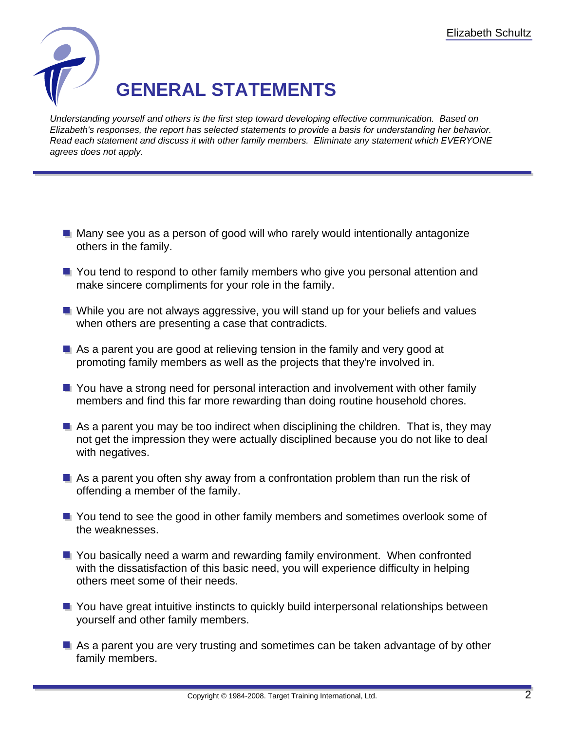# GENERAL STATEMENTS

*Understanding yourself and others is the first step toward developing effective communication. Based on Elizabeth's responses, the report has selected statements to provide a basis for understanding her behavior. Read each statement and discuss it with other family members. Eliminate any statement which EVERYONE agrees does not apply.*

- Many see you as a person of good will who rarely would intentionally antagonize others in the family.
- You tend to respond to other family members who give you personal attention and make sincere compliments for your role in the family.
- While you are not always aggressive, you will stand up for your beliefs and values when others are presenting a case that contradicts.
- As a parent you are good at relieving tension in the family and very good at promoting family members as well as the projects that they're involved in.
- You have a strong need for personal interaction and involvement with other family members and find this far more rewarding than doing routine household chores.
- As a parent you may be too indirect when disciplining the children. That is, they may not get the impression they were actually disciplined because you do not like to deal with negatives.
- As a parent you often shy away from a confrontation problem than run the risk of offending a member of the family.
- You tend to see the good in other family members and sometimes overlook some of the weaknesses.
- You basically need a warm and rewarding family environment. When confronted with the dissatisfaction of this basic need, you will experience difficulty in helping others meet some of their needs.
- You have great intuitive instincts to quickly build interpersonal relationships between yourself and other family members.
- As a parent you are very trusting and sometimes can be taken advantage of by other family members.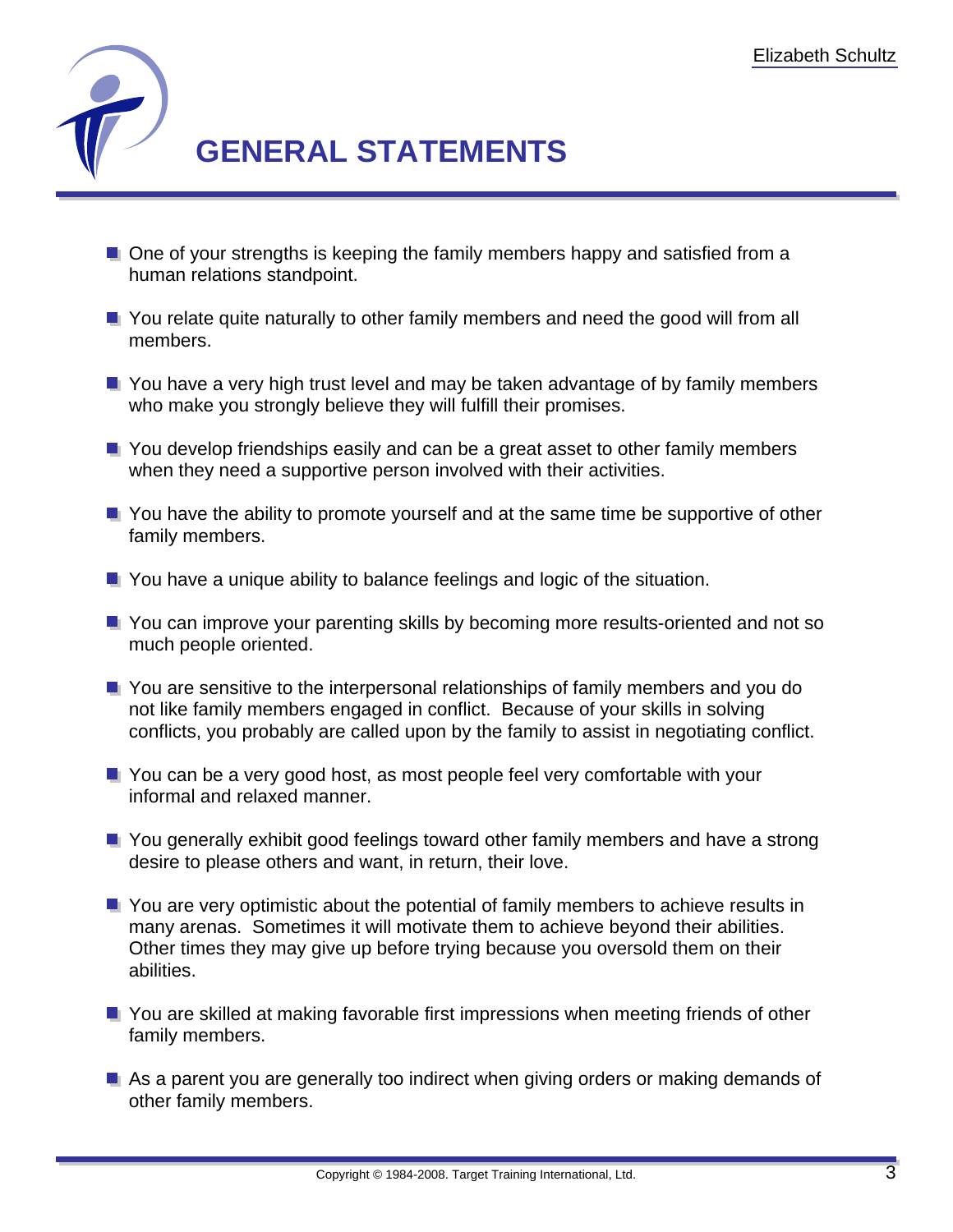# GENERAL STATEMENTS

- One of your strengths is keeping the family members happy and satisfied from a human relations standpoint.
- You relate quite naturally to other family members and need the good will from all members.
- You have a very high trust level and may be taken advantage of by family members who make you strongly believe they will fulfill their promises.
- You develop friendships easily and can be a great asset to other family members when they need a supportive person involved with their activities.
- You have the ability to promote yourself and at the same time be supportive of other family members.
- You have a unique ability to balance feelings and logic of the situation.
- You can improve your parenting skills by becoming more results-oriented and not so much people oriented.
- You are sensitive to the interpersonal relationships of family members and you do not like family members engaged in conflict. Because of your skills in solving conflicts, you probably are called upon by the family to assist in negotiating conflict.
- You can be a very good host, as most people feel very comfortable with your informal and relaxed manner.
- You generally exhibit good feelings toward other family members and have a strong desire to please others and want, in return, their love.
- You are very optimistic about the potential of family members to achieve results in many arenas. Sometimes it will motivate them to achieve beyond their abilities. Other times they may give up before trying because you oversold them on their abilities.
- You are skilled at making favorable first impressions when meeting friends of other family members.
- As a parent you are generally too indirect when giving orders or making demands of other family members.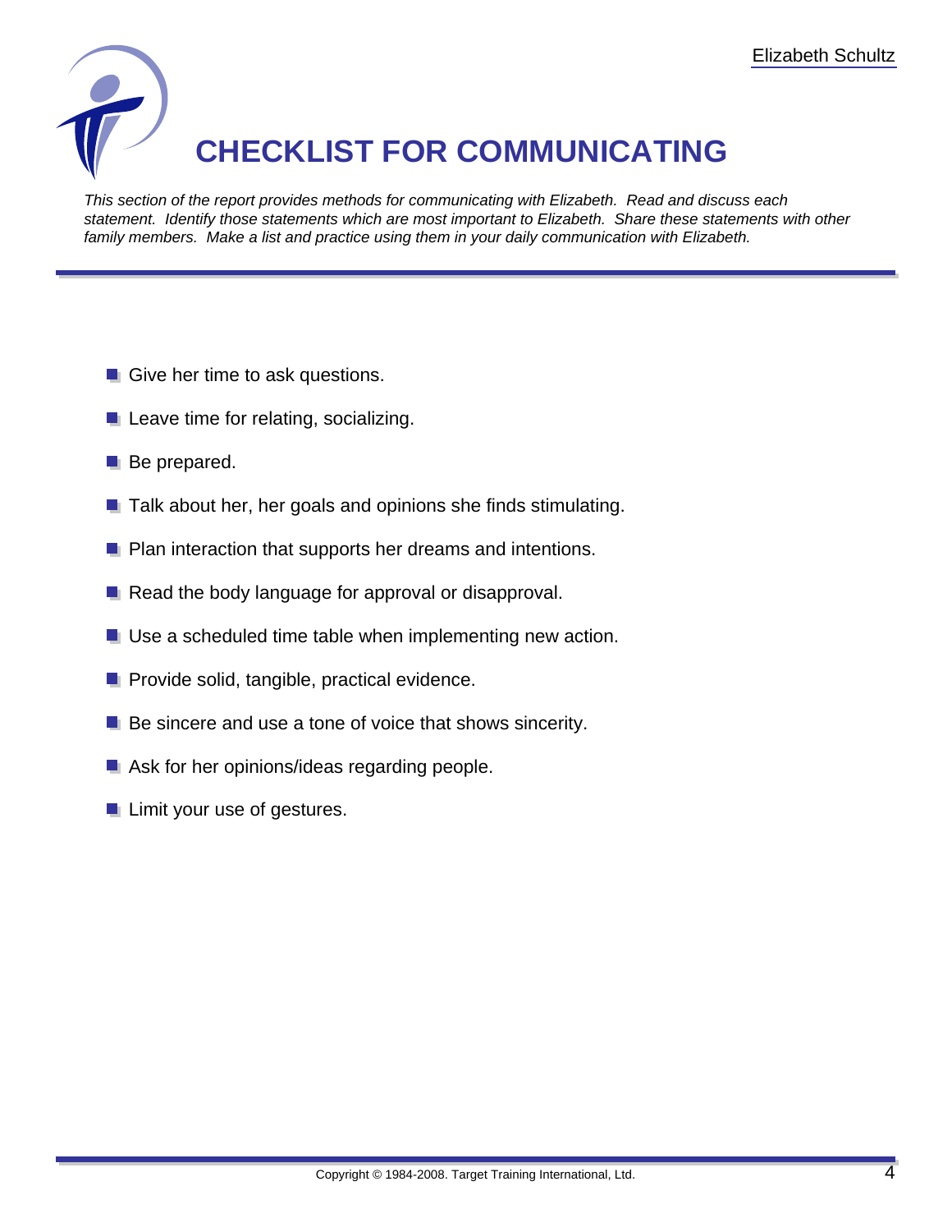# CHECKLIST FOR COMMUNICATING

*This section of the report provides methods for communicating with Elizabeth. Read and discuss each statement. Identify those statements which are most important to Elizabeth. Share these statements with other family members. Make a list and practice using them in your daily communication with Elizabeth.*

- Give her time to ask questions.
- Leave time for relating, socializing.
- Be prepared.
- Talk about her, her goals and opinions she finds stimulating.
- Plan interaction that supports her dreams and intentions.
- Read the body language for approval or disapproval.
- Use a scheduled time table when implementing new action.
- Provide solid, tangible, practical evidence.
- Be sincere and use a tone of voice that shows sincerity.
- Ask for her opinions/ideas regarding people.
- Limit your use of gestures.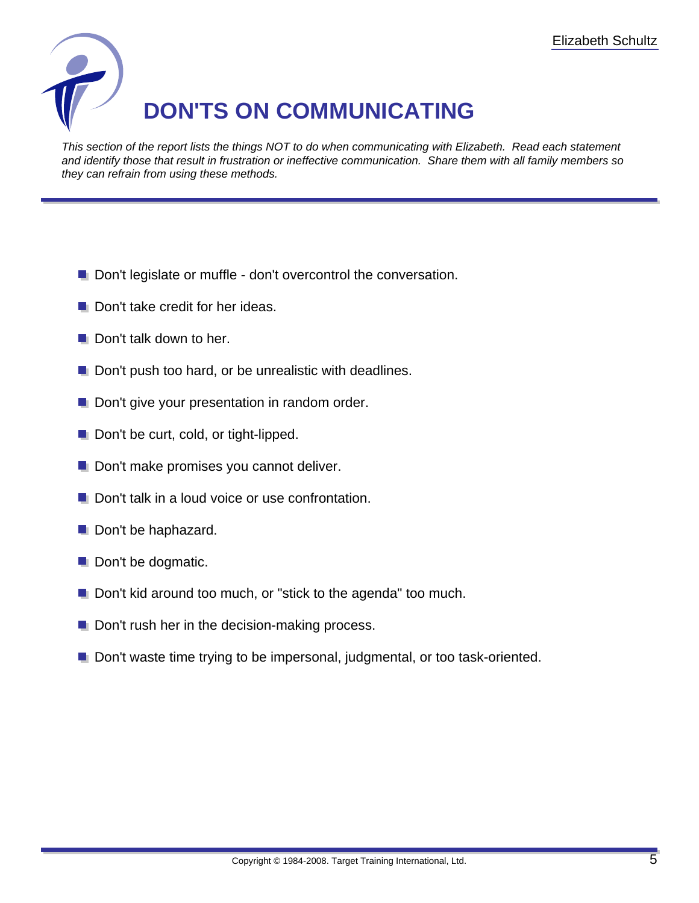# DON'TS ON COMMUNICATING

*This section of the report lists the things NOT to do when communicating with Elizabeth. Read each statement and identify those that result in frustration or ineffective communication. Share them with all family members so they can refrain from using these methods.*

- Don't legislate or muffle - don't overcontrol the conversation.
- Don't take credit for her ideas.
- Don't talk down to her.
- Don't push too hard, or be unrealistic with deadlines.
- Don't give your presentation in random order.
- Don't be curt, cold, or tight-lipped.
- Don't make promises you cannot deliver.
- Don't talk in a loud voice or use confrontation.
- Don't be haphazard.
- Don't be dogmatic.
- Don't kid around too much, or "stick to the agenda" too much.
- Don't rush her in the decision-making process.
- Don't waste time trying to be impersonal, judgmental, or too task-oriented.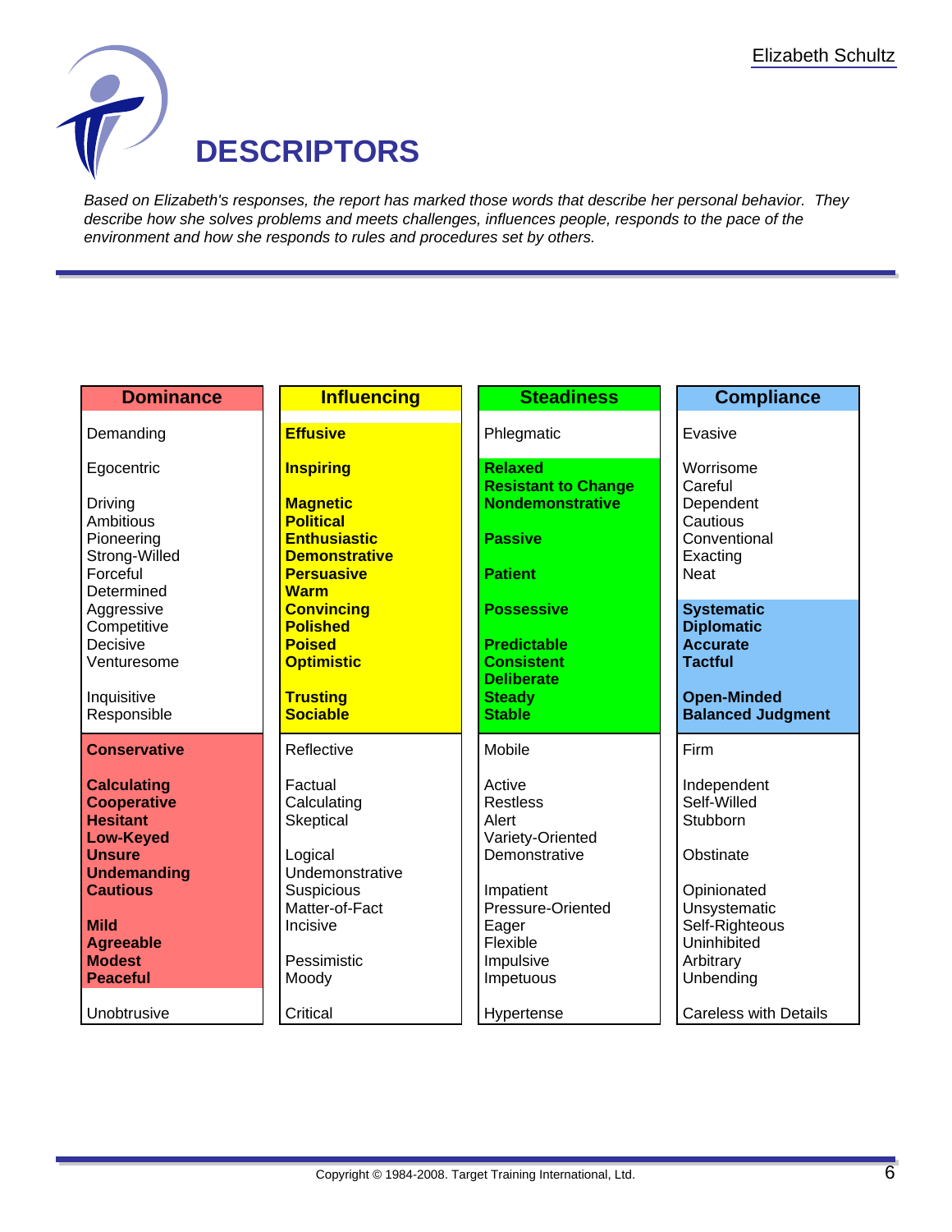# DESCRIPTORS

*Based on Elizabeth's responses, the report has marked those words that describe her personal behavior. They describe how she solves problems and meets challenges, influences people, responds to the pace of the environment and how she responds to rules and procedures set by others.*

| Dominance | Influencing | Steadiness | Compliance |
|---|---|---|---|
| Demanding | **Effusive** | Phlegmatic | Evasive |
| Egocentric | **Inspiring** | **Relaxed** | Worrisome |
| | | **Resistant to Change** | Careful |
| Driving | **Magnetic** | **Nondemonstrative** | Dependent |
| Ambitious | **Political** | | Cautious |
| Pioneering | **Enthusiastic** | **Passive** | Conventional |
| Strong-Willed | **Demonstrative** | | Exacting |
| Forceful | **Persuasive** | **Patient** | Neat |
| Determined | **Warm** | | |
| Aggressive | **Convincing** | **Possessive** | **Systematic** |
| Competitive | **Polished** | | **Diplomatic** |
| Decisive | **Poised** | **Predictable** | **Accurate** |
| Venturesome | **Optimistic** | **Consistent** | **Tactful** |
| | | **Deliberate** | |
| Inquisitive | **Trusting** | **Steady** | **Open-Minded** |
| Responsible | **Sociable** | **Stable** | **Balanced Judgment** |
| **Conservative** | Reflective | Mobile | Firm |
| **Calculating** | Factual | Active | Independent |
| **Cooperative** | Calculating | Restless | Self-Willed |
| **Hesitant** | Skeptical | Alert | Stubborn |
| **Low-Keyed** | | Variety-Oriented | |
| **Unsure** | Logical | Demonstrative | Obstinate |
| **Undemanding** | Undemonstrative | | |
| **Cautious** | Suspicious | Impatient | Opinionated |
| | Matter-of-Fact | Pressure-Oriented | Unsystematic |
| **Mild** | Incisive | Eager | Self-Righteous |
| **Agreeable** | | Flexible | Uninhibited |
| **Modest** | Pessimistic | Impulsive | Arbitrary |
| **Peaceful** | Moody | Impetuous | Unbending |
| Unobtrusive | Critical | Hypertense | Careless with Details |

Copyright © 1984-2008. Target Training International, Ltd.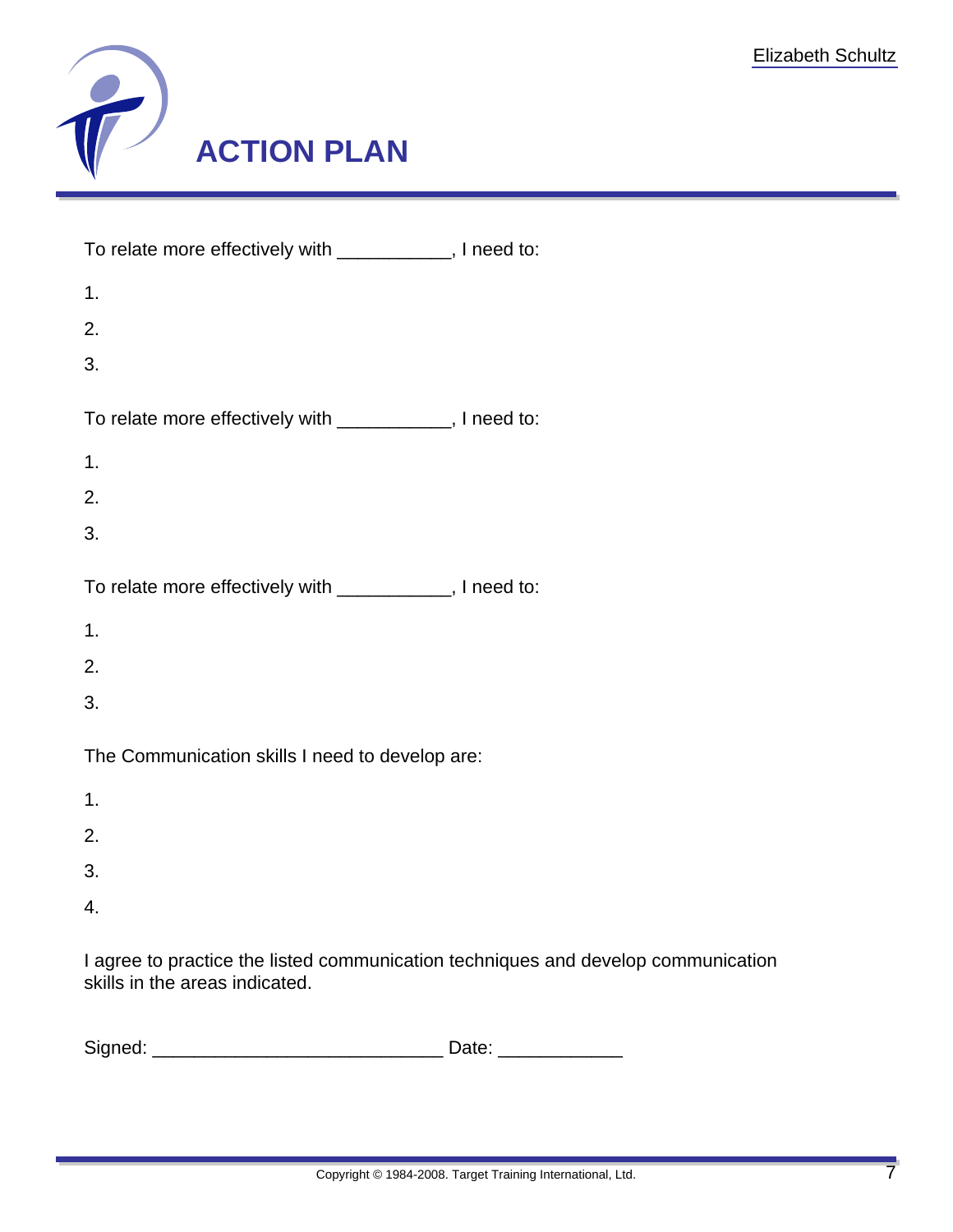# ACTION PLAN

To relate more effectively with ___________, I need to:

1.
2.
3.

To relate more effectively with ___________, I need to:

1.
2.
3.

To relate more effectively with ___________, I need to:

1.
2.
3.

The Communication skills I need to develop are:

1.
2.
3.
4.

I agree to practice the listed communication techniques and develop communication skills in the areas indicated.

Signed: ___________________________ Date: ____________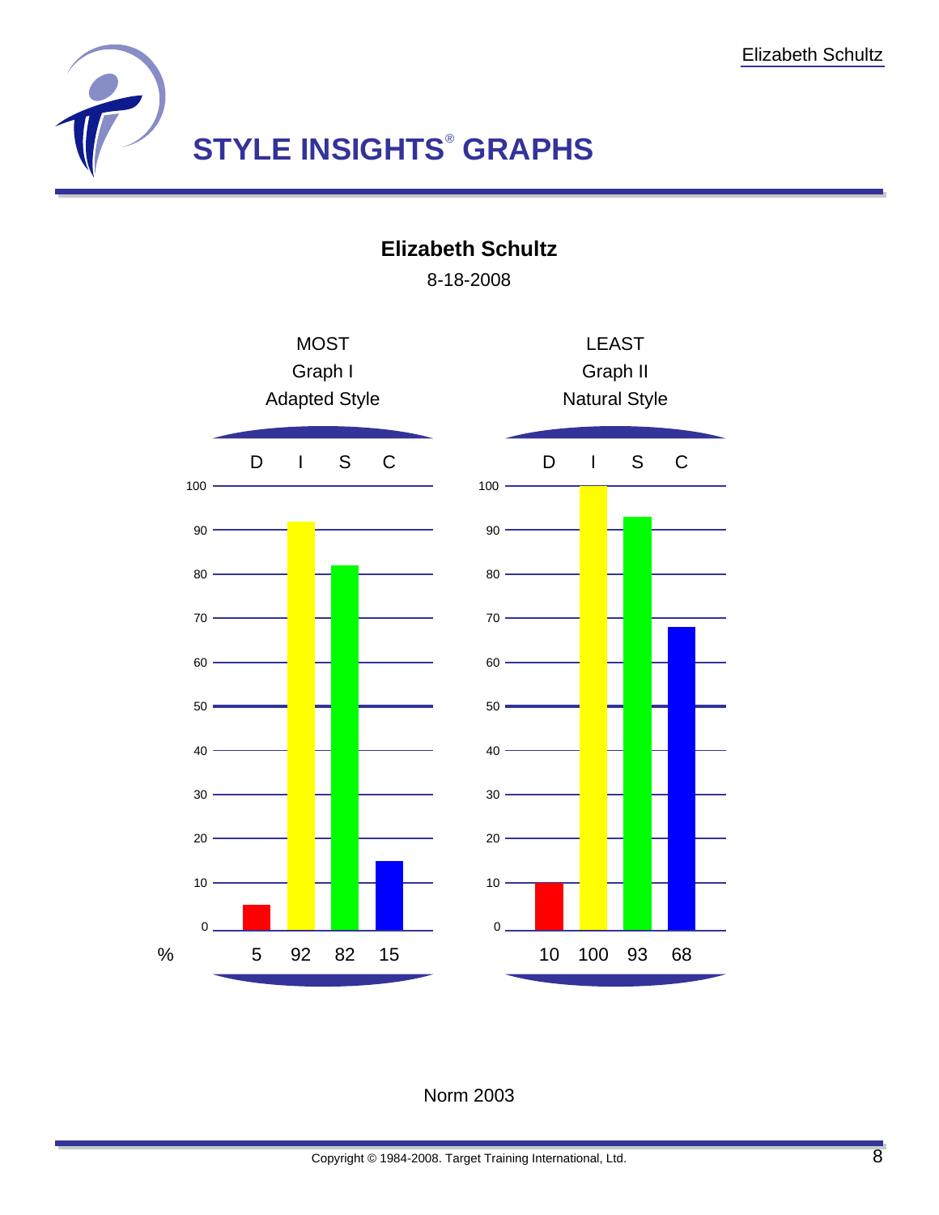# STYLE INSIGHTS® GRAPHS

**Elizabeth Schultz**

8-18-2008

| | MOST<br>Graph I<br>Adapted Style | | | | LEAST<br>Graph II<br>Natural Style | | | |
|---|---|---|---|---|---|---|---|---|
| | D | I | S | C | D | I | S | C |
| % | 5 | 92 | 82 | 15 | 10 | 100 | 93 | 68 |

Norm 2003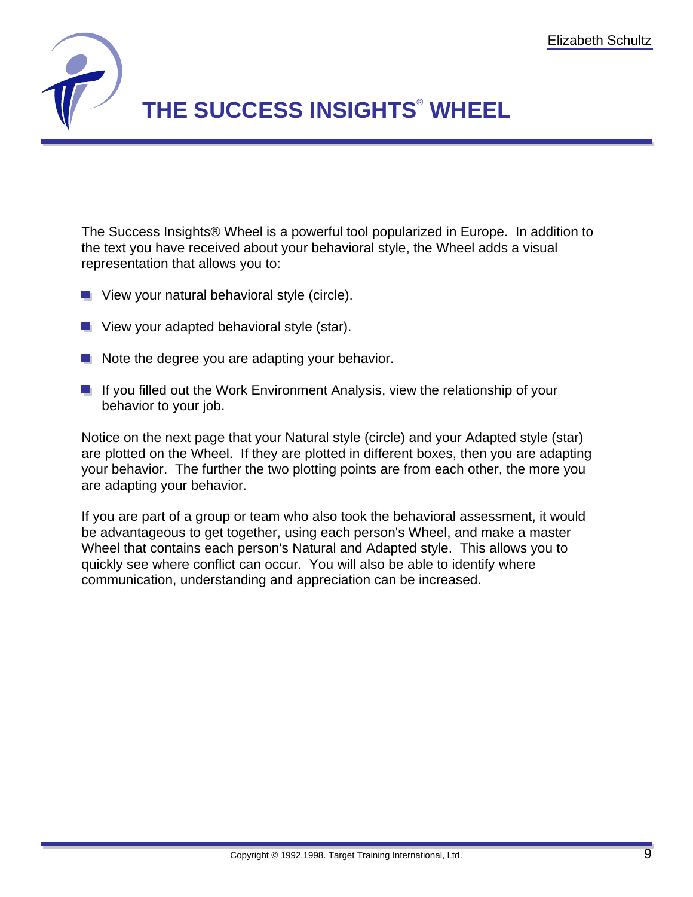# THE SUCCESS INSIGHTS® WHEEL

The Success Insights® Wheel is a powerful tool popularized in Europe. In addition to the text you have received about your behavioral style, the Wheel adds a visual representation that allows you to:

- View your natural behavioral style (circle).
- View your adapted behavioral style (star).
- Note the degree you are adapting your behavior.
- If you filled out the Work Environment Analysis, view the relationship of your behavior to your job.

Notice on the next page that your Natural style (circle) and your Adapted style (star) are plotted on the Wheel. If they are plotted in different boxes, then you are adapting your behavior. The further the two plotting points are from each other, the more you are adapting your behavior.

If you are part of a group or team who also took the behavioral assessment, it would be advantageous to get together, using each person's Wheel, and make a master Wheel that contains each person's Natural and Adapted style. This allows you to quickly see where conflict can occur. You will also be able to identify where communication, understanding and appreciation can be increased.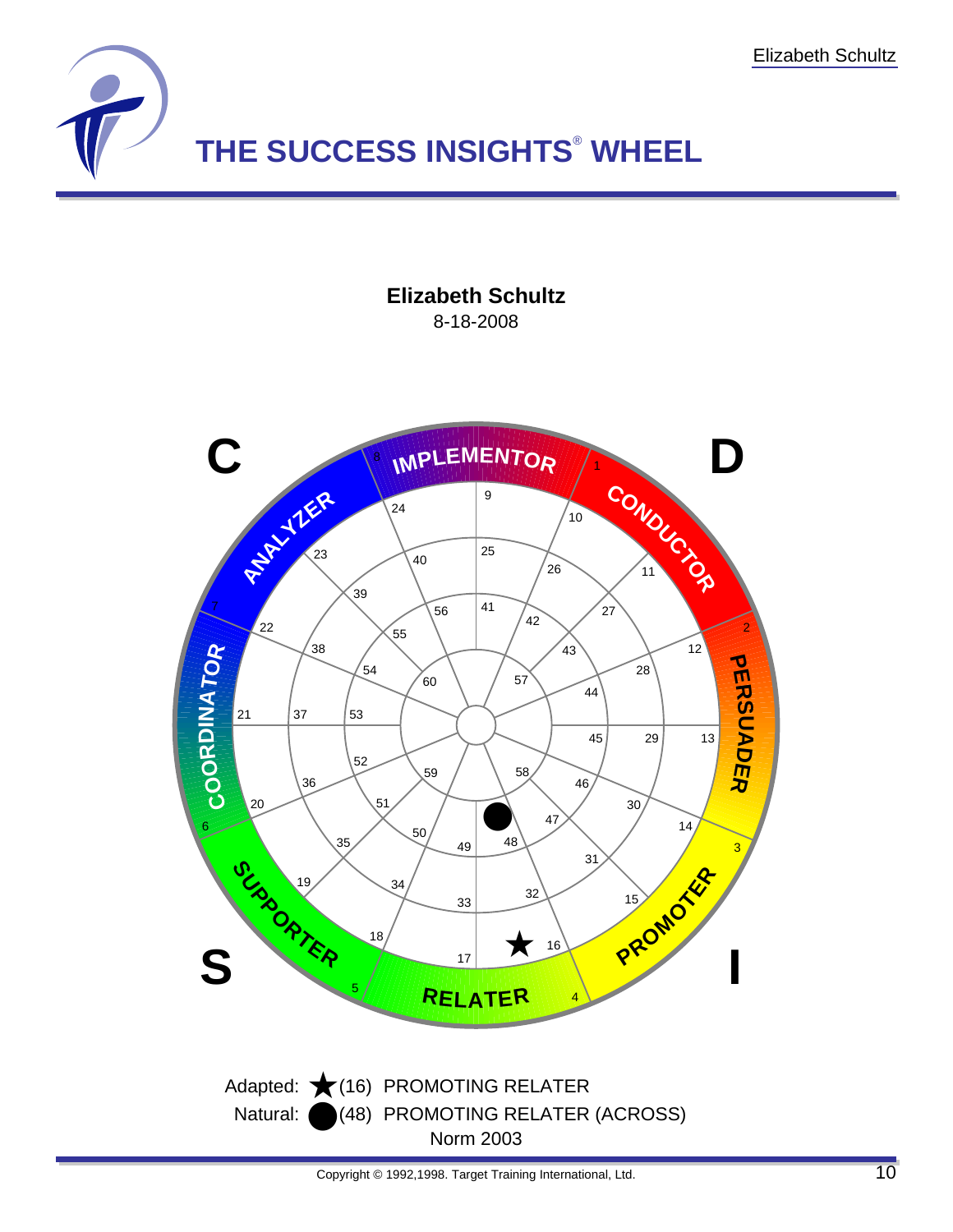# THE SUCCESS INSIGHTS® WHEEL

**Elizabeth Schultz**
8-18-2008

C
D
S
I

IMPLEMENTOR
CONDUCTOR
PERSUADER
PROMOTER
RELATER
SUPPORTER
COORDINATOR
ANALYZER

1
2
3
4
5
6
7
8
9
10
11
12
13
14
15
16
17
18
19
20
21
22
23
24
25
26
27
28
29
30
31
32
33
34
35
36
37
38
39
40
41
42
43
44
45
46
47
48
49
50
51
52
53
54
55
56
57
58
59
60

Adapted: ★ (16) PROMOTING RELATER
Natural: ● (48) PROMOTING RELATER (ACROSS)
Norm 2003

Copyright © 1992,1998. Target Training International, Ltd.